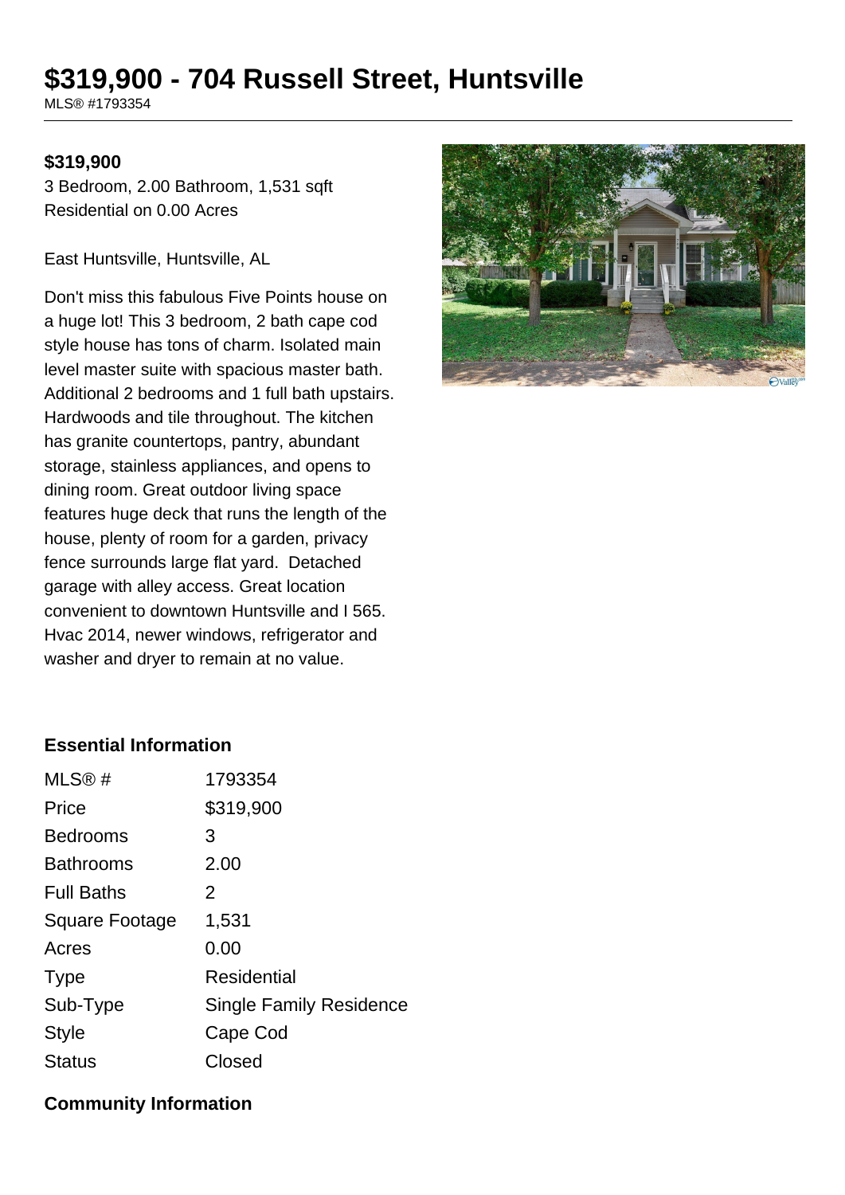# $319,900 - 704 Russell Street, Huntsville

MLS® #1793354

**$319,900**

3 Bedroom, 2.00 Bathroom, 1,531 sqft
Residential on 0.00 Acres

East Huntsville, Huntsville, AL

Don't miss this fabulous Five Points house on a huge lot! This 3 bedroom, 2 bath cape cod style house has tons of charm. Isolated main level master suite with spacious master bath. Additional 2 bedrooms and 1 full bath upstairs. Hardwoods and tile throughout. The kitchen has granite countertops, pantry, abundant storage, stainless appliances, and opens to dining room. Great outdoor living space features huge deck that runs the length of the house, plenty of room for a garden, privacy fence surrounds large flat yard. Detached garage with alley access. Great location convenient to downtown Huntsville and I 565. Hvac 2014, newer windows, refrigerator and washer and dryer to remain at no value.

### Essential Information

| | |
|---|---|
| MLS® # | 1793354 |
| Price | $319,900 |
| Bedrooms | 3 |
| Bathrooms | 2.00 |
| Full Baths | 2 |
| Square Footage | 1,531 |
| Acres | 0.00 |
| Type | Residential |
| Sub-Type | Single Family Residence |
| Style | Cape Cod |
| Status | Closed |

### Community Information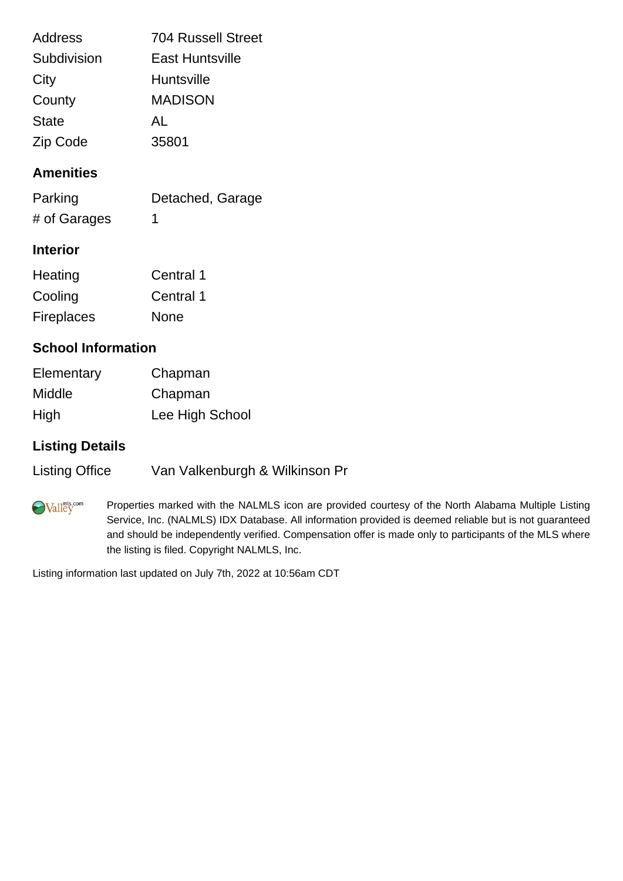| | |
|---|---|
| Address | 704 Russell Street |
| Subdivision | East Huntsville |
| City | Huntsville |
| County | MADISON |
| State | AL |
| Zip Code | 35801 |

### Amenities

| | |
|---|---|
| Parking | Detached, Garage |
| # of Garages | 1 |

### Interior

| | |
|---|---|
| Heating | Central 1 |
| Cooling | Central 1 |
| Fireplaces | None |

### School Information

| | |
|---|---|
| Elementary | Chapman |
| Middle | Chapman |
| High | Lee High School |

### Listing Details

| | |
|---|---|
| Listing Office | Van Valkenburgh & Wilkinson Pr |

Valleymls.com

Properties marked with the NALMLS icon are provided courtesy of the North Alabama Multiple Listing Service, Inc. (NALMLS) IDX Database. All information provided is deemed reliable but is not guaranteed and should be independently verified. Compensation offer is made only to participants of the MLS where the listing is filed. Copyright NALMLS, Inc.

Listing information last updated on July 7th, 2022 at 10:56am CDT